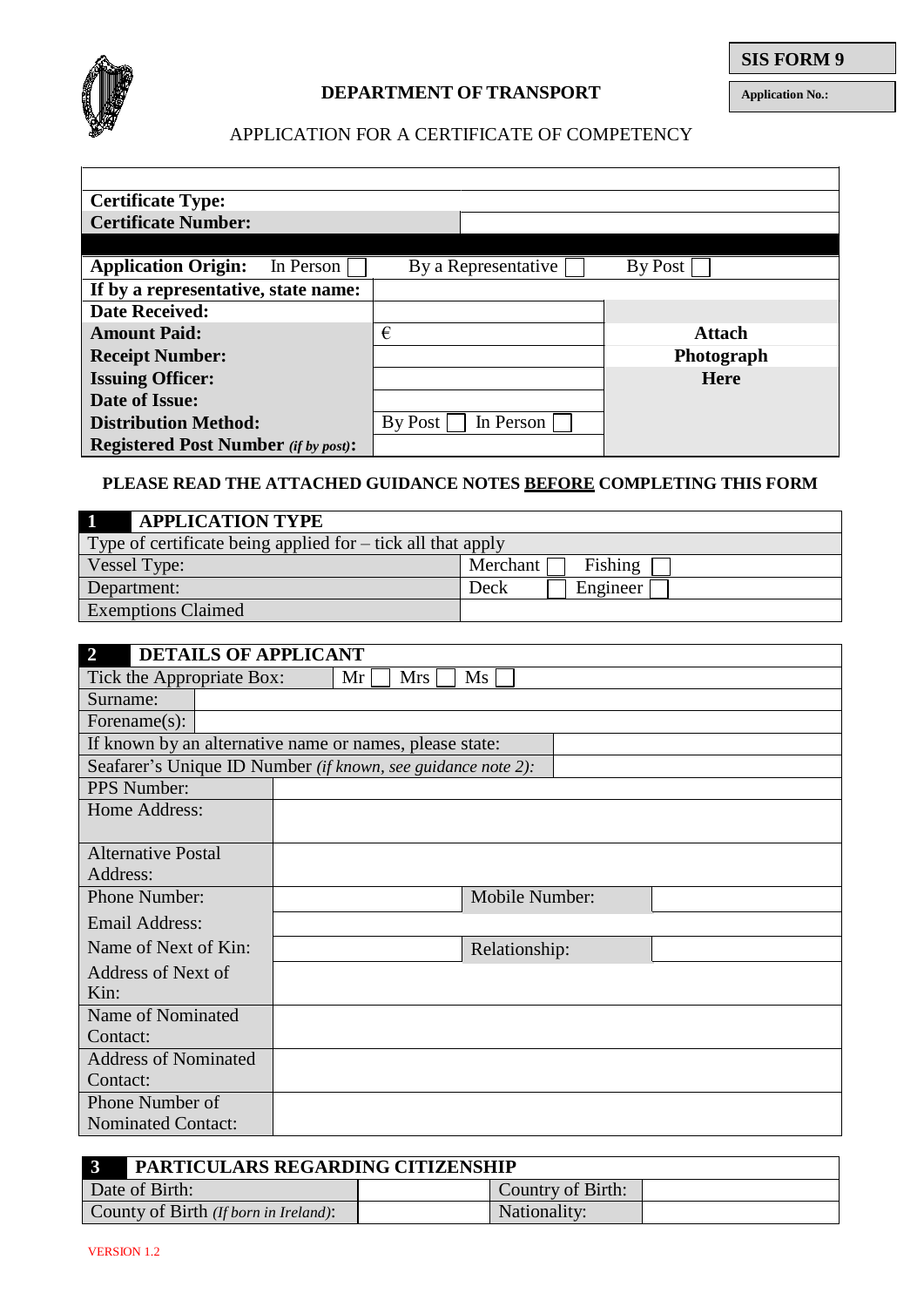**SIS FORM 9**

**Application No.:**

**DEPARTMENT OF TRANSPORT**

APPLICATION FOR A CERTIFICATE OF COMPETENCY

| | | |
|---|---|---|
| **Certificate Type:** | | |
| **Certificate Number:** | | |
| **Application Origin:** In Person ☐ | By a Representative ☐ | By Post ☐ |
| **If by a representative, state name:** | | |
| **Date Received:** | | |
| **Amount Paid:** | € | **Attach** |
| **Receipt Number:** | | **Photograph** |
| **Issuing Officer:** | | **Here** |
| **Date of Issue:** | | |
| **Distribution Method:** | By Post ☐ In Person ☐ | |
| **Registered Post Number** *(if by post)***:** | | |

**PLEASE READ THE ATTACHED GUIDANCE NOTES <u>BEFORE</u> COMPLETING THIS FORM**

| **1** APPLICATION TYPE | |
|---|---|
| Type of certificate being applied for – tick all that apply | |
| Vessel Type: | Merchant ☐ Fishing ☐ |
| Department: | Deck ☐ Engineer ☐ |
| Exemptions Claimed | |

| **2** DETAILS OF APPLICANT | | | |
|---|---|---|---|
| Tick the Appropriate Box: | Mr ☐ Mrs ☐ Ms ☐ | | |
| Surname: | | | |
| Forename(s): | | | |
| If known by an alternative name or names, please state: | | | |
| Seafarer's Unique ID Number *(if known, see guidance note 2)*: | | | |
| PPS Number: | | | |
| Home Address: | | | |
| Alternative Postal Address: | | | |
| Phone Number: | | Mobile Number: | |
| Email Address: | | | |
| Name of Next of Kin: | | Relationship: | |
| Address of Next of Kin: | | | |
| Name of Nominated Contact: | | | |
| Address of Nominated Contact: | | | |
| Phone Number of Nominated Contact: | | | |

| **3** PARTICULARS REGARDING CITIZENSHIP | | | |
|---|---|---|---|
| Date of Birth: | | Country of Birth: | |
| County of Birth *(If born in Ireland)*: | | Nationality: | |

VERSION 1.2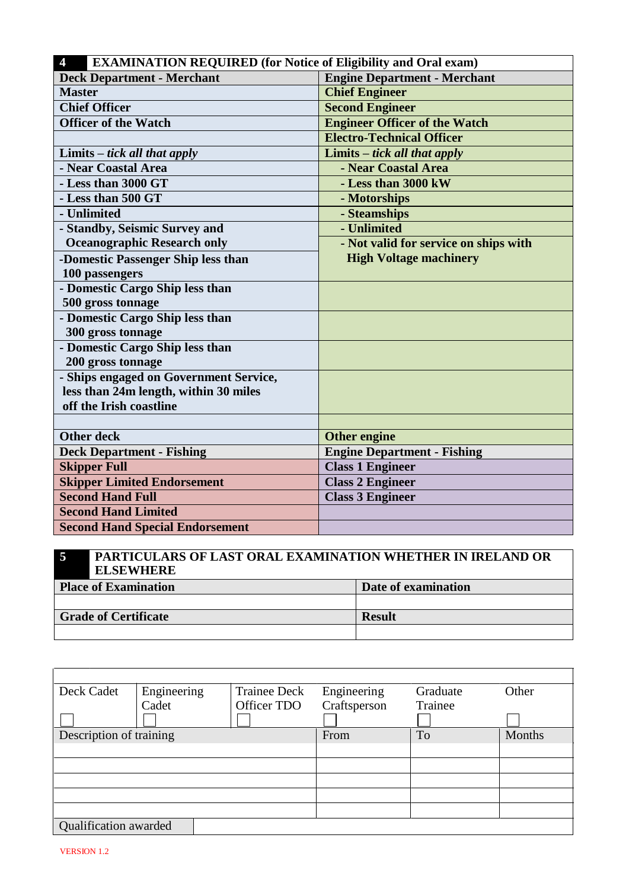| **4** | **EXAMINATION REQUIRED (for Notice of Eligibility and Oral exam)** |
|---|---|
| **Deck Department - Merchant** | **Engine Department - Merchant** |
| **Master** | **Chief Engineer** |
| **Chief Officer** | **Second Engineer** |
| **Officer of the Watch** | **Engineer Officer of the Watch** |
| | **Electro-Technical Officer** |
| **Limits –** ***tick all that apply*** | **Limits –** ***tick all that apply*** |
| **- Near Coastal Area** | **- Near Coastal Area** |
| **- Less than 3000 GT** | **- Less than 3000 kW** |
| **- Less than 500 GT** | **- Motorships** |
| **- Unlimited** | **- Steamships** |
| **- Standby, Seismic Survey and Oceanographic Research only** | **- Unlimited** |
| **-Domestic Passenger Ship less than 100 passengers** | **- Not valid for service on ships with High Voltage machinery** |
| **- Domestic Cargo Ship less than 500 gross tonnage** | |
| **- Domestic Cargo Ship less than 300 gross tonnage** | |
| **- Domestic Cargo Ship less than 200 gross tonnage** | |
| **- Ships engaged on Government Service, less than 24m length, within 30 miles off the Irish coastline** | |
| | |
| **Other deck** | **Other engine** |
| **Deck Department - Fishing** | **Engine Department - Fishing** |
| **Skipper Full** | **Class 1 Engineer** |
| **Skipper Limited Endorsement** | **Class 2 Engineer** |
| **Second Hand Full** | **Class 3 Engineer** |
| **Second Hand Limited** | |
| **Second Hand Special Endorsement** | |

| **5** | **PARTICULARS OF LAST ORAL EXAMINATION WHETHER IN IRELAND OR ELSEWHERE** |
|---|---|
| **Place of Examination** | **Date of examination** |
| | |
| **Grade of Certificate** | **Result** |
| | |

| | | | | | |
|---|---|---|---|---|---|
| Deck Cadet ☐ | Engineering Cadet ☐ | Trainee Deck Officer TDO ☐ | Engineering Craftsperson ☐ | Graduate Trainee ☐ | Other ☐ |
| Description of training | | | From | To | Months |
| | | | | | |
| | | | | | |
| | | | | | |
| | | | | | |
| | | | | | |
| Qualification awarded | | | | | |

VERSION 1.2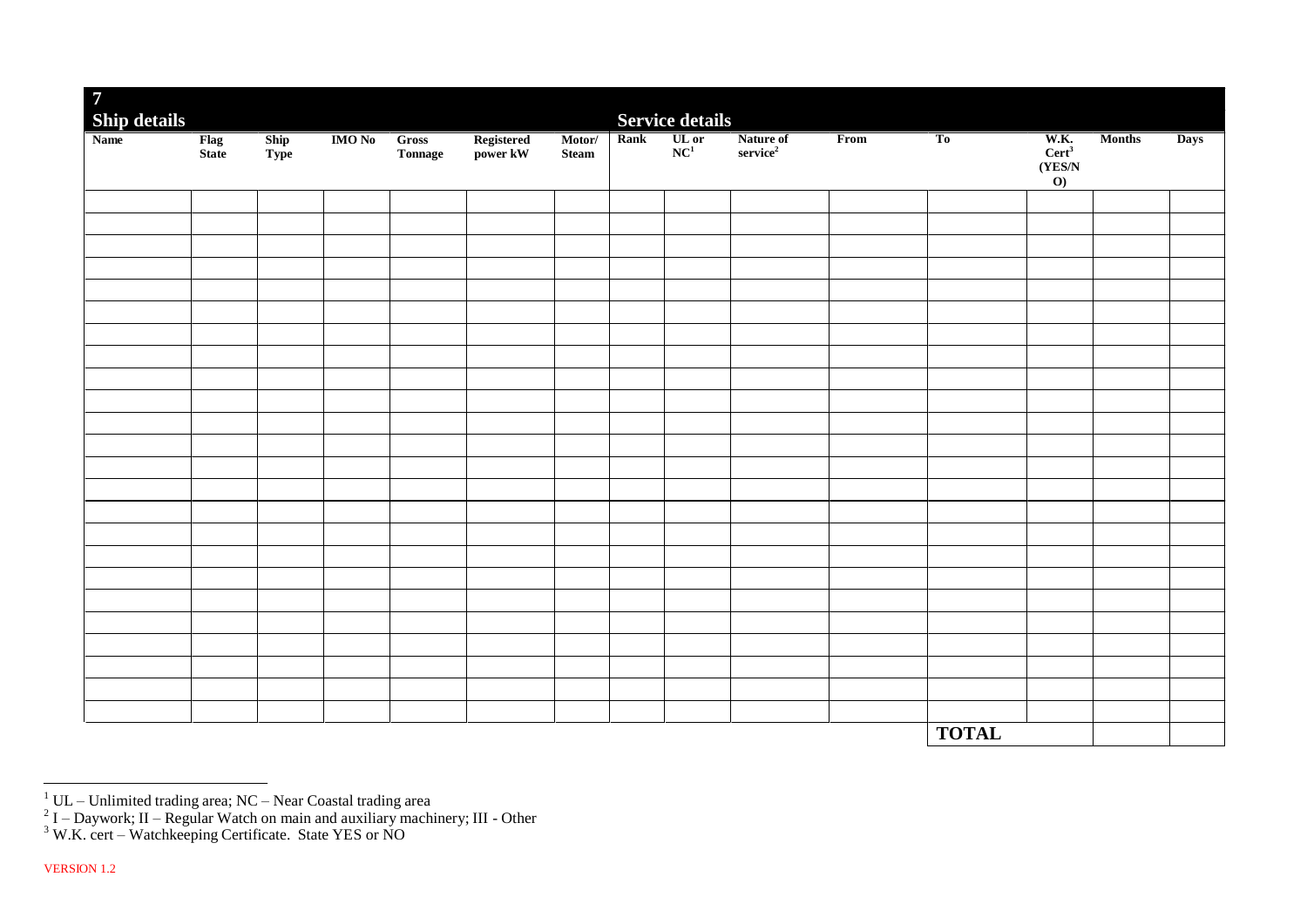## 7

| Ship details | | | | | | | Service details | | | | | | | |
|---|---|---|---|---|---|---|---|---|---|---|---|---|---|---|
| **Name** | **Flag State** | **Ship Type** | **IMO No** | **Gross Tonnage** | **Registered power kW** | **Motor/ Steam** | **Rank** | **UL or NC**[1] | **Nature of service**[2] | **From** | **To** | **W.K. Cert**[3] **(YES/NO)** | **Months** | **Days** |
| | | | | | | | | | | | | | | |
| | | | | | | | | | | | | | | |
| | | | | | | | | | | | | | | |
| | | | | | | | | | | | | | | |
| | | | | | | | | | | | | | | |
| | | | | | | | | | | | | | | |
| | | | | | | | | | | | | | | |
| | | | | | | | | | | | | | | |
| | | | | | | | | | | | | | | |
| | | | | | | | | | | | | | | |
| | | | | | | | | | | | | | | |
| | | | | | | | | | | | | | | |
| | | | | | | | | | | | | | | |
| | | | | | | | | | | | | | | |
| | | | | | | | | | | | | | | |
| | | | | | | | | | | | | | | |
| | | | | | | | | | | | | | | |
| | | | | | | | | | | | | | | |
| | | | | | | | | | | | | | | |
| | | | | | | | | | | | | | | |
| | | | | | | | | | | | | | | |
| | | | | | | | | | | | | | | |
| | | | | | | | | | | | | | | |
| | | | | | | | | | | | | | | |
| | | | | | | | | | | | **TOTAL** | | | |

[1] UL – Unlimited trading area; NC – Near Coastal trading area

[2] I – Daywork; II – Regular Watch on main and auxiliary machinery; III - Other

[3] W.K. cert – Watchkeeping Certificate. State YES or NO

VERSION 1.2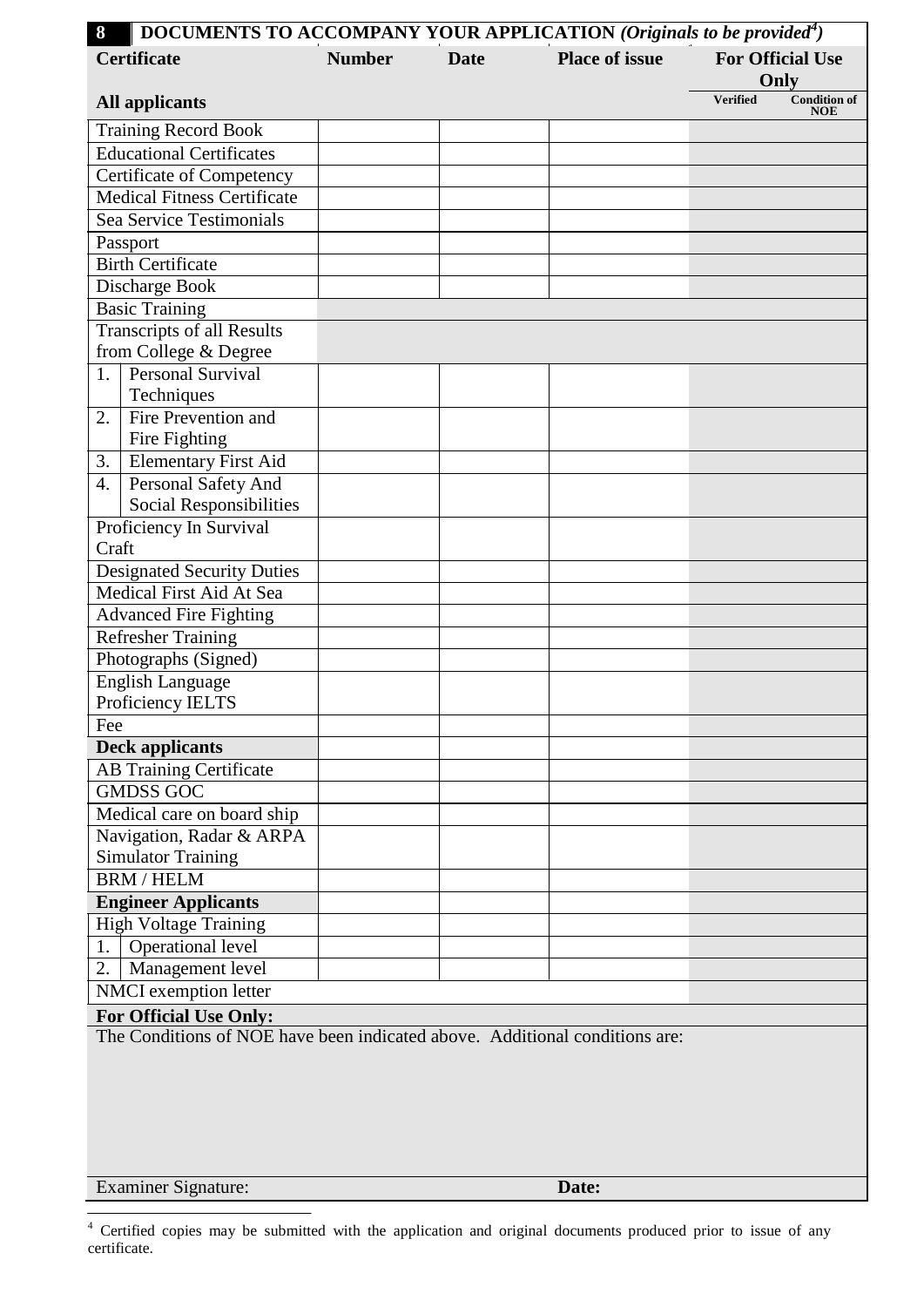## 8 DOCUMENTS TO ACCOMPANY YOUR APPLICATION *(Originals to be provided[4])*

| Certificate | Number | Date | Place of issue | For Official Use Only | |
|---|---|---|---|---|---|
| **All applicants** | | | | Verified | Condition of NOE |
| Training Record Book | | | | | |
| Educational Certificates | | | | | |
| Certificate of Competency | | | | | |
| Medical Fitness Certificate | | | | | |
| Sea Service Testimonials | | | | | |
| Passport | | | | | |
| Birth Certificate | | | | | |
| Discharge Book | | | | | |
| Basic Training | | | | | |
| Transcripts of all Results from College & Degree | | | | | |
| 1. Personal Survival Techniques | | | | | |
| 2. Fire Prevention and Fire Fighting | | | | | |
| 3. Elementary First Aid | | | | | |
| 4. Personal Safety And Social Responsibilities | | | | | |
| Proficiency In Survival Craft | | | | | |
| Designated Security Duties | | | | | |
| Medical First Aid At Sea | | | | | |
| Advanced Fire Fighting | | | | | |
| Refresher Training | | | | | |
| Photographs (Signed) | | | | | |
| English Language Proficiency IELTS | | | | | |
| Fee | | | | | |
| **Deck applicants** | | | | | |
| AB Training Certificate | | | | | |
| GMDSS GOC | | | | | |
| Medical care on board ship | | | | | |
| Navigation, Radar & ARPA Simulator Training | | | | | |
| BRM / HELM | | | | | |
| **Engineer Applicants** | | | | | |
| High Voltage Training | | | | | |
| 1. Operational level | | | | | |
| 2. Management level | | | | | |
| NMCI exemption letter | | | | | |

**For Official Use Only:**

The Conditions of NOE have been indicated above. Additional conditions are:

Examiner Signature: **Date:**

[4] Certified copies may be submitted with the application and original documents produced prior to issue of any certificate.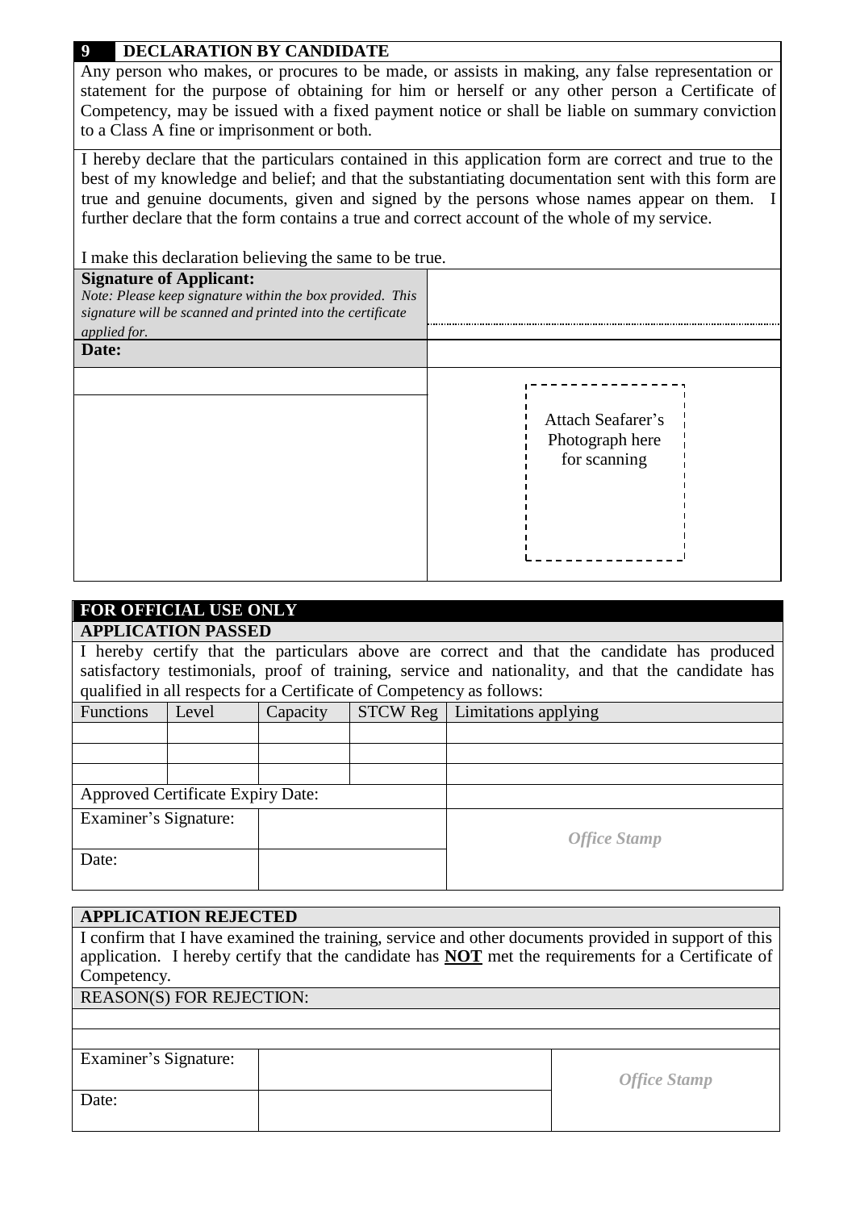## 9 DECLARATION BY CANDIDATE

Any person who makes, or procures to be made, or assists in making, any false representation or statement for the purpose of obtaining for him or herself or any other person a Certificate of Competency, may be issued with a fixed payment notice or shall be liable on summary conviction to a Class A fine or imprisonment or both.

I hereby declare that the particulars contained in this application form are correct and true to the best of my knowledge and belief; and that the substantiating documentation sent with this form are true and genuine documents, given and signed by the persons whose names appear on them. I further declare that the form contains a true and correct account of the whole of my service.

I make this declaration believing the same to be true.

| | |
|---|---|
| **Signature of Applicant:** *Note: Please keep signature within the box provided. This signature will be scanned and printed into the certificate applied for.* | |
| **Date:** | |
| | Attach Seafarer's Photograph here for scanning |

## FOR OFFICIAL USE ONLY

### APPLICATION PASSED

I hereby certify that the particulars above are correct and that the candidate has produced satisfactory testimonials, proof of training, service and nationality, and that the candidate has qualified in all respects for a Certificate of Competency as follows:

| Functions | Level | Capacity | STCW Reg | Limitations applying |
|---|---|---|---|---|
| | | | | |
| | | | | |
| | | | | |
| Approved Certificate Expiry Date: | | | | |
| Examiner's Signature: | | | | *Office Stamp* |
| Date: | | | | |

### APPLICATION REJECTED

I confirm that I have examined the training, service and other documents provided in support of this application. I hereby certify that the candidate has **NOT** met the requirements for a Certificate of Competency.

REASON(S) FOR REJECTION:

| | | |
|---|---|---|
| Examiner's Signature: | | *Office Stamp* |
| Date: | | |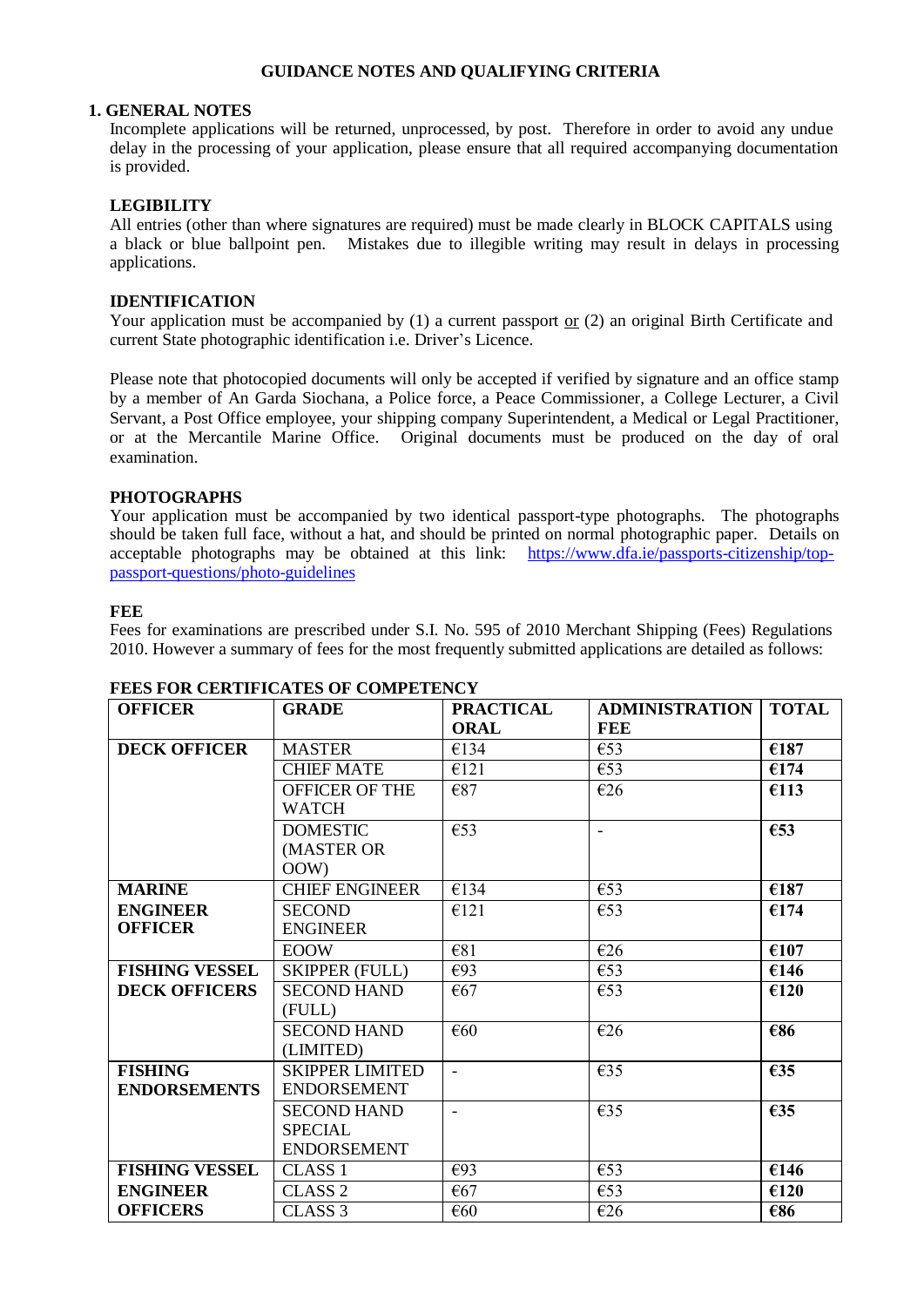## GUIDANCE NOTES AND QUALIFYING CRITERIA

### 1. GENERAL NOTES

Incomplete applications will be returned, unprocessed, by post. Therefore in order to avoid any undue delay in the processing of your application, please ensure that all required accompanying documentation is provided.

**LEGIBILITY**

All entries (other than where signatures are required) must be made clearly in BLOCK CAPITALS using a black or blue ballpoint pen. Mistakes due to illegible writing may result in delays in processing applications.

**IDENTIFICATION**

Your application must be accompanied by (1) a current passport <u>or</u> (2) an original Birth Certificate and current State photographic identification i.e. Driver's Licence.

Please note that photocopied documents will only be accepted if verified by signature and an office stamp by a member of An Garda Siochana, a Police force, a Peace Commissioner, a College Lecturer, a Civil Servant, a Post Office employee, your shipping company Superintendent, a Medical or Legal Practitioner, or at the Mercantile Marine Office. Original documents must be produced on the day of oral examination.

**PHOTOGRAPHS**

Your application must be accompanied by two identical passport-type photographs. The photographs should be taken full face, without a hat, and should be printed on normal photographic paper. Details on acceptable photographs may be obtained at this link: https://www.dfa.ie/passports-citizenship/top-passport-questions/photo-guidelines

**FEE**

Fees for examinations are prescribed under S.I. No. 595 of 2010 Merchant Shipping (Fees) Regulations 2010. However a summary of fees for the most frequently submitted applications are detailed as follows:

**FEES FOR CERTIFICATES OF COMPETENCY**

| OFFICER | GRADE | PRACTICAL ORAL | ADMINISTRATION FEE | TOTAL |
|---|---|---|---|---|
| **DECK OFFICER** | MASTER | €134 | €53 | **€187** |
| | CHIEF MATE | €121 | €53 | **€174** |
| | OFFICER OF THE WATCH | €87 | €26 | **€113** |
| | DOMESTIC (MASTER OR OOW) | €53 | - | **€53** |
| **MARINE ENGINEER OFFICER** | CHIEF ENGINEER | €134 | €53 | **€187** |
| | SECOND ENGINEER | €121 | €53 | **€174** |
| | EOOW | €81 | €26 | **€107** |
| **FISHING VESSEL DECK OFFICERS** | SKIPPER (FULL) | €93 | €53 | **€146** |
| | SECOND HAND (FULL) | €67 | €53 | **€120** |
| | SECOND HAND (LIMITED) | €60 | €26 | **€86** |
| **FISHING ENDORSEMENTS** | SKIPPER LIMITED ENDORSEMENT | - | €35 | **€35** |
| | SECOND HAND SPECIAL ENDORSEMENT | - | €35 | **€35** |
| **FISHING VESSEL ENGINEER OFFICERS** | CLASS 1 | €93 | €53 | **€146** |
| | CLASS 2 | €67 | €53 | **€120** |
| | CLASS 3 | €60 | €26 | **€86** |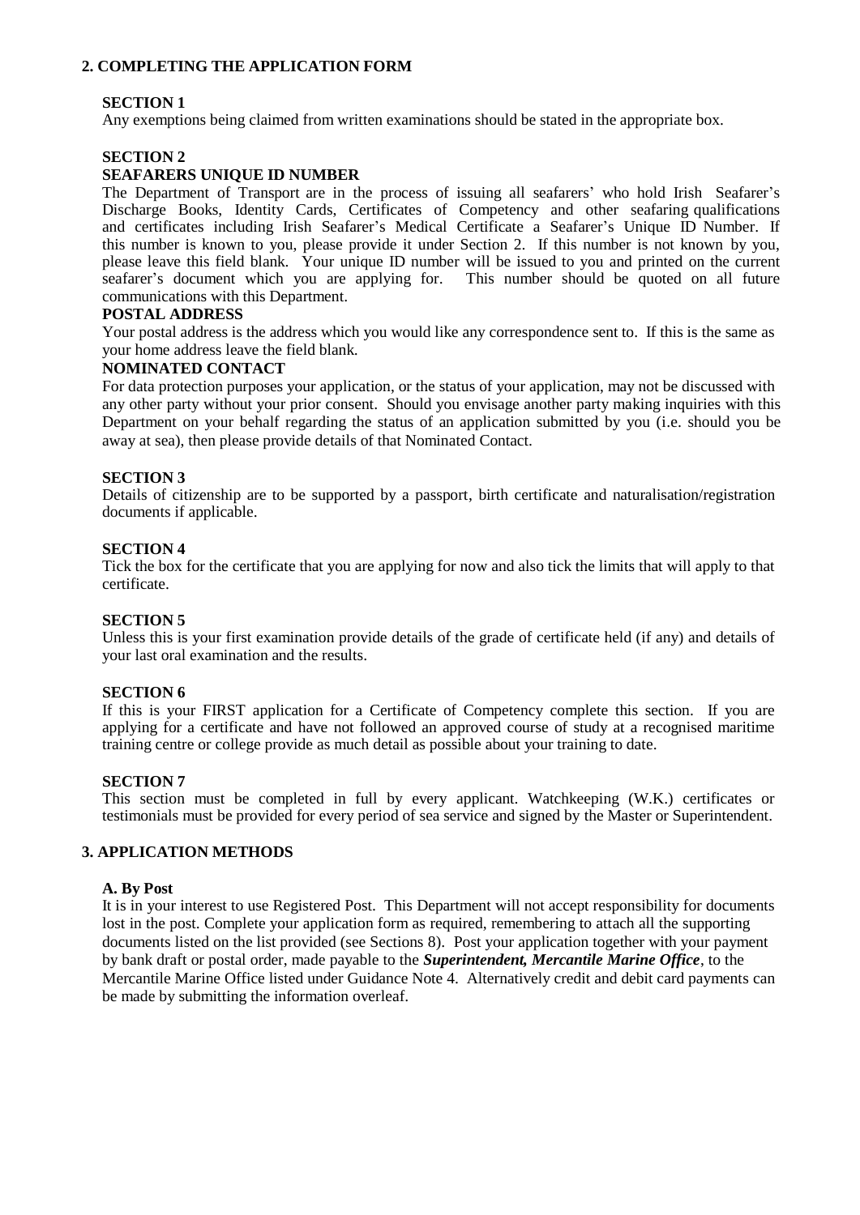## 2. COMPLETING THE APPLICATION FORM

### SECTION 1

Any exemptions being claimed from written examinations should be stated in the appropriate box.

### SECTION 2

**SEAFARERS UNIQUE ID NUMBER**

The Department of Transport are in the process of issuing all seafarers' who hold Irish Seafarer's Discharge Books, Identity Cards, Certificates of Competency and other seafaring qualifications and certificates including Irish Seafarer's Medical Certificate a Seafarer's Unique ID Number. If this number is known to you, please provide it under Section 2. If this number is not known by you, please leave this field blank. Your unique ID number will be issued to you and printed on the current seafarer's document which you are applying for. This number should be quoted on all future communications with this Department.

**POSTAL ADDRESS**

Your postal address is the address which you would like any correspondence sent to. If this is the same as your home address leave the field blank.

**NOMINATED CONTACT**

For data protection purposes your application, or the status of your application, may not be discussed with any other party without your prior consent. Should you envisage another party making inquiries with this Department on your behalf regarding the status of an application submitted by you (i.e. should you be away at sea), then please provide details of that Nominated Contact.

### SECTION 3

Details of citizenship are to be supported by a passport, birth certificate and naturalisation/registration documents if applicable.

### SECTION 4

Tick the box for the certificate that you are applying for now and also tick the limits that will apply to that certificate.

### SECTION 5

Unless this is your first examination provide details of the grade of certificate held (if any) and details of your last oral examination and the results.

### SECTION 6

If this is your FIRST application for a Certificate of Competency complete this section. If you are applying for a certificate and have not followed an approved course of study at a recognised maritime training centre or college provide as much detail as possible about your training to date.

### SECTION 7

This section must be completed in full by every applicant. Watchkeeping (W.K.) certificates or testimonials must be provided for every period of sea service and signed by the Master or Superintendent.

## 3. APPLICATION METHODS

**A. By Post**

It is in your interest to use Registered Post. This Department will not accept responsibility for documents lost in the post. Complete your application form as required, remembering to attach all the supporting documents listed on the list provided (see Sections 8). Post your application together with your payment by bank draft or postal order, made payable to the ***Superintendent, Mercantile Marine Office***, to the Mercantile Marine Office listed under Guidance Note 4. Alternatively credit and debit card payments can be made by submitting the information overleaf.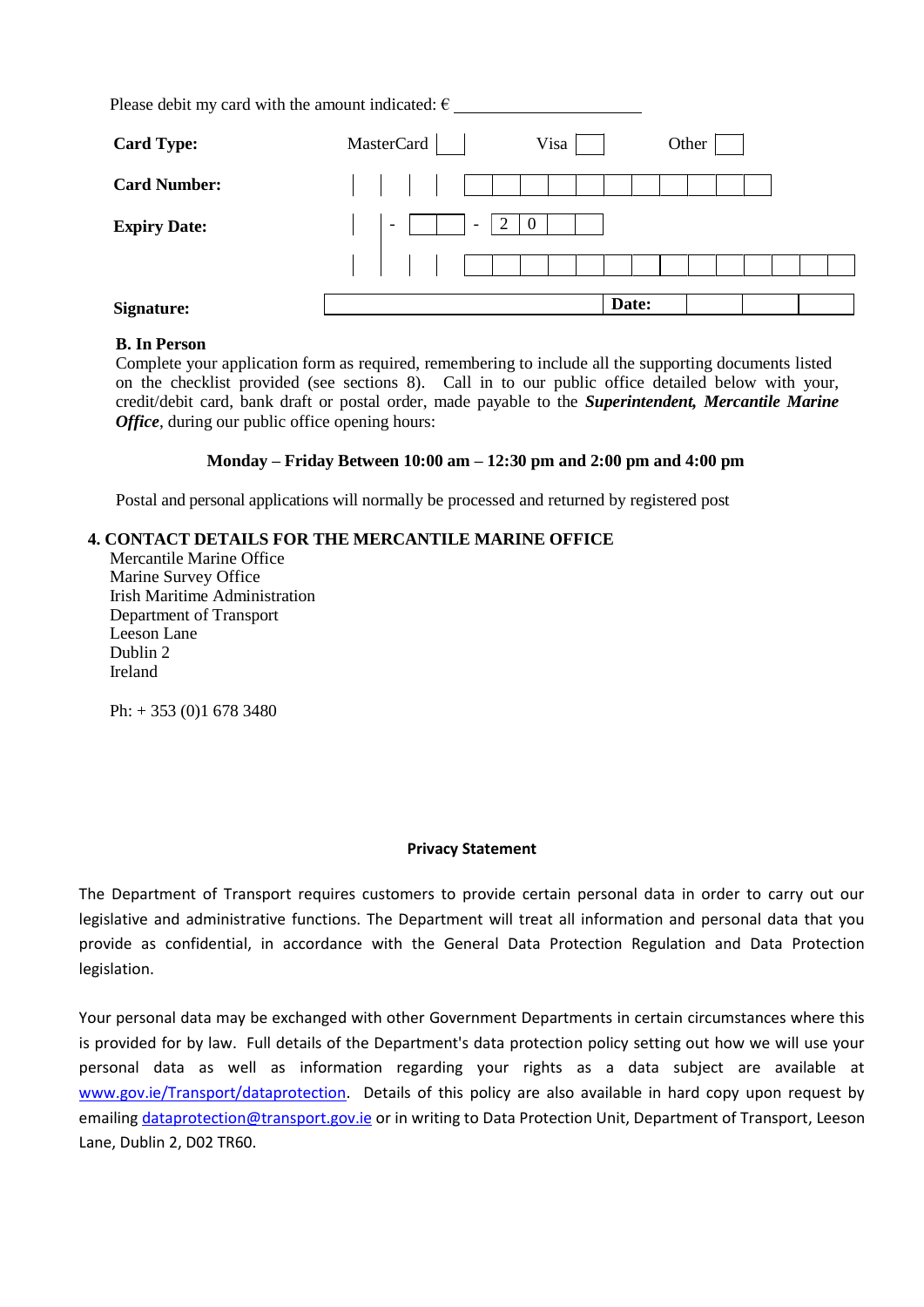Please debit my card with the amount indicated: € ____________________

| | | | |
|---|---|---|---|
| **Card Type:** | MasterCard ☐ | Visa ☐ | Other ☐ |
| **Card Number:** | | | |
| **Expiry Date:** | - ☐☐ - 2 0 ☐☐ | | |
| | | | |
| **Signature:** | | **Date:** | |

**B. In Person**

Complete your application form as required, remembering to include all the supporting documents listed on the checklist provided (see sections 8). Call in to our public office detailed below with your, credit/debit card, bank draft or postal order, made payable to the ***Superintendent, Mercantile Marine Office***, during our public office opening hours:

**Monday – Friday Between 10:00 am – 12:30 pm and 2:00 pm and 4:00 pm**

Postal and personal applications will normally be processed and returned by registered post

## 4. CONTACT DETAILS FOR THE MERCANTILE MARINE OFFICE

Mercantile Marine Office
Marine Survey Office
Irish Maritime Administration
Department of Transport
Leeson Lane
Dublin 2
Ireland

Ph: + 353 (0)1 678 3480

**Privacy Statement**

The Department of Transport requires customers to provide certain personal data in order to carry out our legislative and administrative functions. The Department will treat all information and personal data that you provide as confidential, in accordance with the General Data Protection Regulation and Data Protection legislation.

Your personal data may be exchanged with other Government Departments in certain circumstances where this is provided for by law. Full details of the Department's data protection policy setting out how we will use your personal data as well as information regarding your rights as a data subject are available at www.gov.ie/Transport/dataprotection. Details of this policy are also available in hard copy upon request by emailing dataprotection@transport.gov.ie or in writing to Data Protection Unit, Department of Transport, Leeson Lane, Dublin 2, D02 TR60.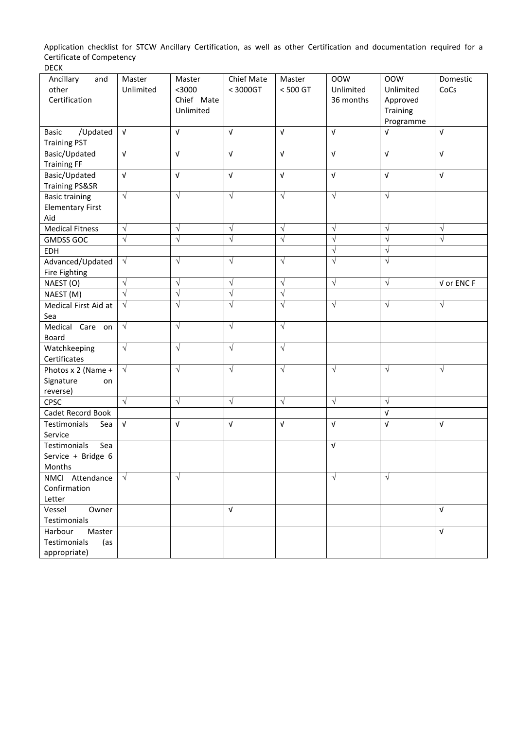Application checklist for STCW Ancillary Certification, as well as other Certification and documentation required for a Certificate of Competency

DECK

| Ancillary and other Certification | Master Unlimited | Master <3000 Chief Mate Unlimited | Chief Mate < 3000GT | Master < 500 GT | OOW Unlimited 36 months | OOW Unlimited Approved Training Programme | Domestic CoCs |
|---|---|---|---|---|---|---|---|
| Basic /Updated Training PST | √ | √ | √ | √ | √ | √ | √ |
| Basic/Updated Training FF | √ | √ | √ | √ | √ | √ | √ |
| Basic/Updated Training PS&SR | √ | √ | √ | √ | √ | √ | √ |
| Basic training Elementary First Aid | √ | √ | √ | √ | √ | √ | |
| Medical Fitness | √ | √ | √ | √ | √ | √ | √ |
| GMDSS GOC | √ | √ | √ | √ | √ | √ | √ |
| EDH | | | | | √ | √ | |
| Advanced/Updated Fire Fighting | √ | √ | √ | √ | √ | √ | |
| NAEST (O) | √ | √ | √ | √ | √ | √ | √ or ENC F |
| NAEST (M) | √ | √ | √ | √ | | | |
| Medical First Aid at Sea | √ | √ | √ | √ | √ | √ | √ |
| Medical Care on Board | √ | √ | √ | √ | | | |
| Watchkeeping Certificates | √ | √ | √ | √ | | | |
| Photos x 2 (Name + Signature on reverse) | √ | √ | √ | √ | √ | √ | √ |
| CPSC | √ | √ | √ | √ | √ | √ | |
| Cadet Record Book | | | | | | √ | |
| Testimonials Sea Service | √ | √ | √ | √ | √ | √ | √ |
| Testimonials Sea Service + Bridge 6 Months | | | | | √ | | |
| NMCI Attendance Confirmation Letter | √ | √ | | | √ | √ | |
| Vessel Owner Testimonials | | | √ | | | | √ |
| Harbour Master Testimonials (as appropriate) | | | | | | | √ |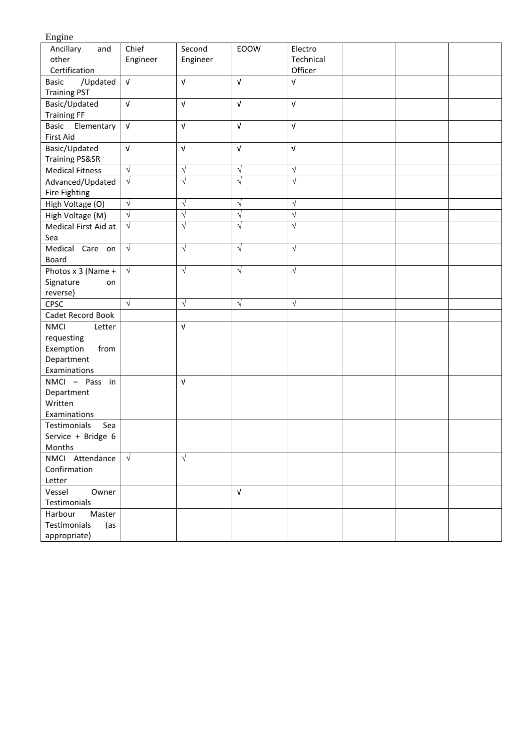Engine

| Ancillary and other Certification | Chief Engineer | Second Engineer | EOOW | Electro Technical Officer | | | |
|---|---|---|---|---|---|---|---|
| Basic /Updated Training PST | √ | √ | √ | √ | | | |
| Basic/Updated Training FF | √ | √ | √ | √ | | | |
| Basic Elementary First Aid | √ | √ | √ | √ | | | |
| Basic/Updated Training PS&SR | √ | √ | √ | √ | | | |
| Medical Fitness | √ | √ | √ | √ | | | |
| Advanced/Updated Fire Fighting | √ | √ | √ | √ | | | |
| High Voltage (O) | √ | √ | √ | √ | | | |
| High Voltage (M) | √ | √ | √ | √ | | | |
| Medical First Aid at Sea | √ | √ | √ | √ | | | |
| Medical Care on Board | √ | √ | √ | √ | | | |
| Photos x 3 (Name + Signature on reverse) | √ | √ | √ | √ | | | |
| CPSC | √ | √ | √ | √ | | | |
| Cadet Record Book | | | | | | | |
| NMCI Letter requesting Exemption from Department Examinations | | √ | | | | | |
| NMCI – Pass in Department Written Examinations | | √ | | | | | |
| Testimonials Sea Service + Bridge 6 Months | | | | | | | |
| NMCI Attendance Confirmation Letter | √ | √ | | | | | |
| Vessel Owner Testimonials | | | √ | | | | |
| Harbour Master Testimonials (as appropriate) | | | | | | | |